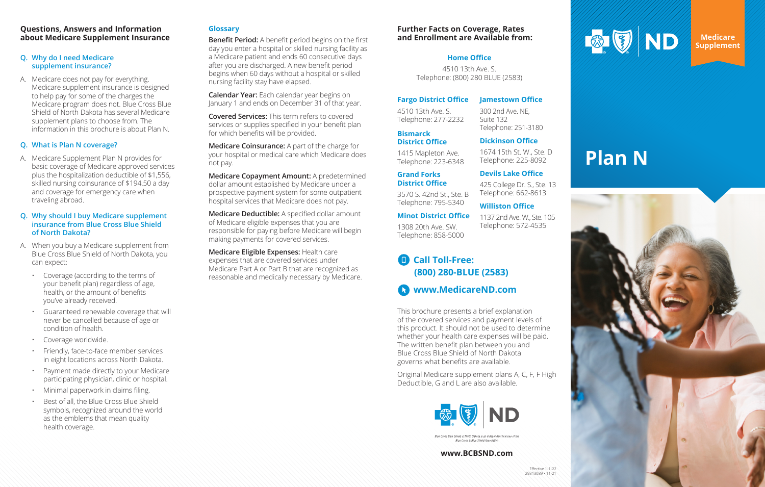## Questions, Answers and Information about Medicare Supplement Insurance

### Q. Why do I need Medicare supplement insurance?

A. Medicare does not pay for everything. Medicare supplement insurance is designed to help pay for some of the charges the Medicare program does not. Blue Cross Blue Shield of North Dakota has several Medicare supplement plans to choose from. The information in this brochure is about Plan N.

### Q. What is Plan N coverage?

A. Medicare Supplement Plan N provides for basic coverage of Medicare approved services plus the hospitalization deductible of $1,556, skilled nursing coinsurance of $194.50 a day and coverage for emergency care when traveling abroad.

### Q. Why should I buy Medicare supplement insurance from Blue Cross Blue Shield of North Dakota?

A. When you buy a Medicare supplement from Blue Cross Blue Shield of North Dakota, you can expect:

- Coverage (according to the terms of your benefit plan) regardless of age, health, or the amount of benefits you've already received.
- Guaranteed renewable coverage that will never be cancelled because of age or condition of health.
- Coverage worldwide.
- Friendly, face-to-face member services in eight locations across North Dakota.
- Payment made directly to your Medicare participating physician, clinic or hospital.
- Minimal paperwork in claims filing.
- Best of all, the Blue Cross Blue Shield symbols, recognized around the world as the emblems that mean quality health coverage.

## Glossary

**Benefit Period:** A benefit period begins on the first day you enter a hospital or skilled nursing facility as a Medicare patient and ends 60 consecutive days after you are discharged. A new benefit period begins when 60 days without a hospital or skilled nursing facility stay have elapsed.

**Calendar Year:** Each calendar year begins on January 1 and ends on December 31 of that year.

**Covered Services:** This term refers to covered services or supplies specified in your benefit plan for which benefits will be provided.

**Medicare Coinsurance:** A part of the charge for your hospital or medical care which Medicare does not pay.

**Medicare Copayment Amount:** A predetermined dollar amount established by Medicare under a prospective payment system for some outpatient hospital services that Medicare does not pay.

**Medicare Deductible:** A specified dollar amount of Medicare eligible expenses that you are responsible for paying before Medicare will begin making payments for covered services.

**Medicare Eligible Expenses:** Health care expenses that are covered services under Medicare Part A or Part B that are recognized as reasonable and medically necessary by Medicare.

## Further Facts on Coverage, Rates and Enrollment are Available from:

**Home Office**
4510 13th Ave. S.
Telephone: (800) 280 BLUE (2583)

**Fargo District Office**
4510 13th Ave. S.
Telephone: 277-2232

**Bismarck District Office**
1415 Mapleton Ave.
Telephone: 223-6348

**Grand Forks District Office**
3570 S. 42nd St., Ste. B
Telephone: 795-5340

**Minot District Office**
1308 20th Ave. SW.
Telephone: 858-5000

**Jamestown Office**
300 2nd Ave. NE, Suite 132
Telephone: 251-3180

**Dickinson Office**
1674 15th St. W., Ste. D
Telephone: 225-8092

**Devils Lake Office**
425 College Dr. S., Ste. 13
Telephone: 662-8613

**Williston Office**
1137 2nd Ave. W., Ste. 105
Telephone: 572-4535

**Call Toll-Free: (800) 280-BLUE (2583)**

**www.MedicareND.com**

This brochure presents a brief explanation of the covered services and payment levels of this product. It should not be used to determine whether your health care expenses will be paid. The written benefit plan between you and Blue Cross Blue Shield of North Dakota governs what benefits are available.

Original Medicare supplement plans A, C, F, F High Deductible, G and L are also available.

ND

*Blue Cross Blue Shield of North Dakota is an independent licensee of the Blue Cross & Blue Shield Association*

**www.BCBSND.com**

Effective 1-1-22
29313089 • 11-21

ND

Medicare Supplement

# Plan N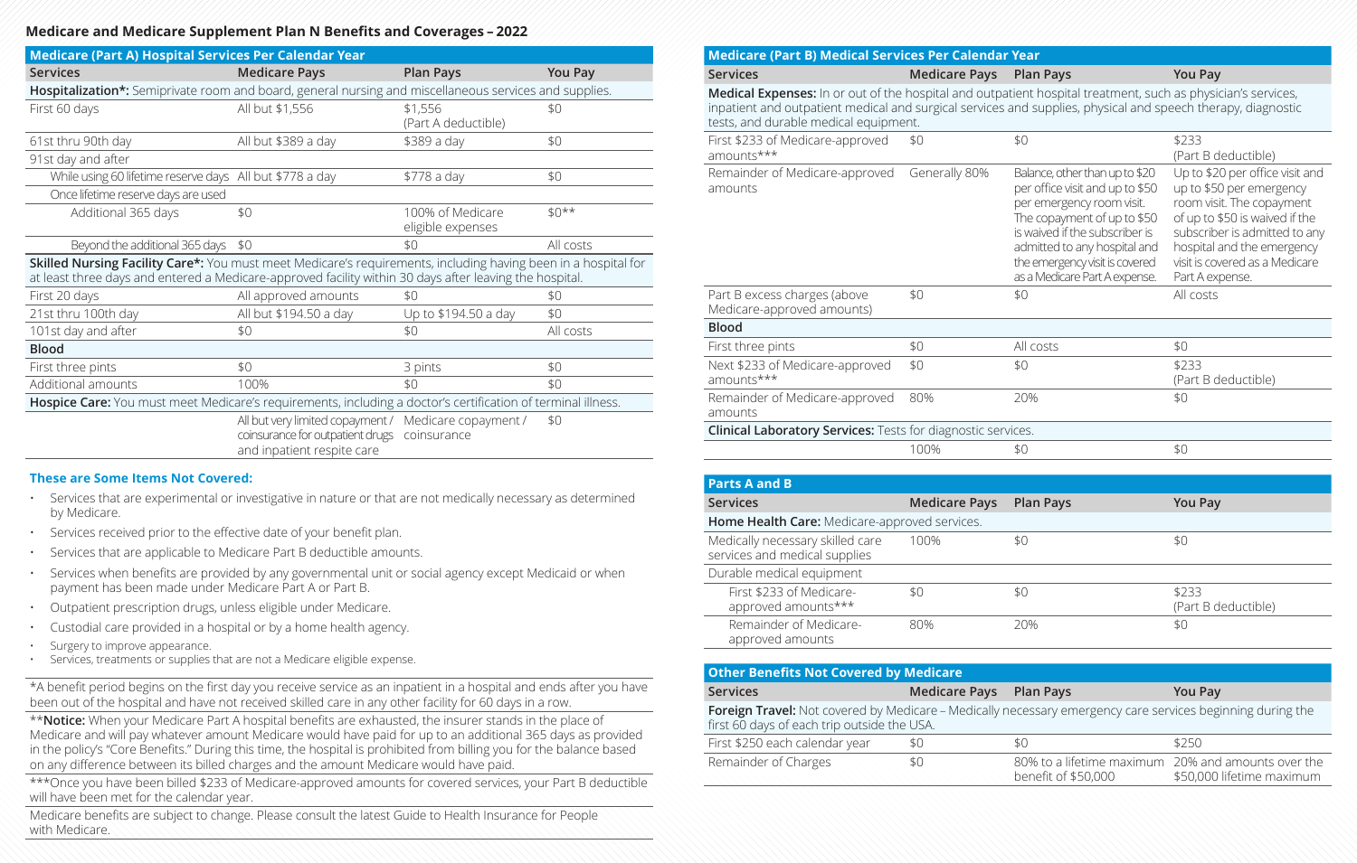## Medicare and Medicare Supplement Plan N Benefits and Coverages – 2022

| Medicare (Part A) Hospital Services Per Calendar Year | | | |
|---|---|---|---|
| **Services** | **Medicare Pays** | **Plan Pays** | **You Pay** |
| **Hospitalization*:** Semiprivate room and board, general nursing and miscellaneous services and supplies. | | | |
| First 60 days | All but $1,556 | $1,556 (Part A deductible) | $0 |
| 61st thru 90th day | All but $389 a day | $389 a day | $0 |
| 91st day and after | | | |
| While using 60 lifetime reserve days | All but $778 a day | $778 a day | $0 |
| Once lifetime reserve days are used | | | |
| Additional 365 days | $0 | 100% of Medicare eligible expenses | $0** |
| Beyond the additional 365 days | $0 | $0 | All costs |
| **Skilled Nursing Facility Care*:** You must meet Medicare's requirements, including having been in a hospital for at least three days and entered a Medicare-approved facility within 30 days after leaving the hospital. | | | |
| First 20 days | All approved amounts | $0 | $0 |
| 21st thru 100th day | All but $194.50 a day | Up to $194.50 a day | $0 |
| 101st day and after | $0 | $0 | All costs |
| **Blood** | | | |
| First three pints | $0 | 3 pints | $0 |
| Additional amounts | 100% | $0 | $0 |
| **Hospice Care:** You must meet Medicare's requirements, including a doctor's certification of terminal illness. | | | |
| | All but very limited copayment / coinsurance for outpatient drugs and inpatient respite care | Medicare copayment / coinsurance | $0 |

### These are Some Items Not Covered:

- Services that are experimental or investigative in nature or that are not medically necessary as determined by Medicare.
- Services received prior to the effective date of your benefit plan.
- Services that are applicable to Medicare Part B deductible amounts.
- Services when benefits are provided by any governmental unit or social agency except Medicaid or when payment has been made under Medicare Part A or Part B.
- Outpatient prescription drugs, unless eligible under Medicare.
- Custodial care provided in a hospital or by a home health agency.
- Surgery to improve appearance.
- Services, treatments or supplies that are not a Medicare eligible expense.

*A benefit period begins on the first day you receive service as an inpatient in a hospital and ends after you have been out of the hospital and have not received skilled care in any other facility for 60 days in a row.

****Notice:** When your Medicare Part A hospital benefits are exhausted, the insurer stands in the place of Medicare and will pay whatever amount Medicare would have paid for up to an additional 365 days as provided in the policy's "Core Benefits." During this time, the hospital is prohibited from billing you for the balance based on any difference between its billed charges and the amount Medicare would have paid.

***Once you have been billed $233 of Medicare-approved amounts for covered services, your Part B deductible will have been met for the calendar year.

Medicare benefits are subject to change. Please consult the latest Guide to Health Insurance for People with Medicare.

| Medicare (Part B) Medical Services Per Calendar Year | | | |
|---|---|---|---|
| **Services** | **Medicare Pays** | **Plan Pays** | **You Pay** |
| **Medical Expenses:** In or out of the hospital and outpatient hospital treatment, such as physician's services, inpatient and outpatient medical and surgical services and supplies, physical and speech therapy, diagnostic tests, and durable medical equipment. | | | |
| First $233 of Medicare-approved amounts*** | $0 | $0 | $233 (Part B deductible) |
| Remainder of Medicare-approved amounts | Generally 80% | Balance, other than up to $20 per office visit and up to $50 per emergency room visit. The copayment of up to $50 is waived if the subscriber is admitted to any hospital and the emergency visit is covered as a Medicare Part A expense. | Up to $20 per office visit and up to $50 per emergency room visit. The copayment of up to $50 is waived if the subscriber is admitted to any hospital and the emergency visit is covered as a Medicare Part A expense. |
| Part B excess charges (above Medicare-approved amounts) | $0 | $0 | All costs |
| **Blood** | | | |
| First three pints | $0 | All costs | $0 |
| Next $233 of Medicare-approved amounts*** | $0 | $0 | $233 (Part B deductible) |
| Remainder of Medicare-approved amounts | 80% | 20% | $0 |
| **Clinical Laboratory Services:** Tests for diagnostic services. | | | |
| | 100% | $0 | $0 |

| Parts A and B | | | |
|---|---|---|---|
| **Services** | **Medicare Pays** | **Plan Pays** | **You Pay** |
| **Home Health Care:** Medicare-approved services. | | | |
| Medically necessary skilled care services and medical supplies | 100% | $0 | $0 |
| Durable medical equipment | | | |
| First $233 of Medicare-approved amounts*** | $0 | $0 | $233 (Part B deductible) |
| Remainder of Medicare-approved amounts | 80% | 20% | $0 |

| Other Benefits Not Covered by Medicare | | | |
|---|---|---|---|
| **Services** | **Medicare Pays** | **Plan Pays** | **You Pay** |
| **Foreign Travel:** Not covered by Medicare – Medically necessary emergency care services beginning during the first 60 days of each trip outside the USA. | | | |
| First $250 each calendar year | $0 | $0 | $250 |
| Remainder of Charges | $0 | 80% to a lifetime maximum benefit of $50,000 | 20% and amounts over the $50,000 lifetime maximum |